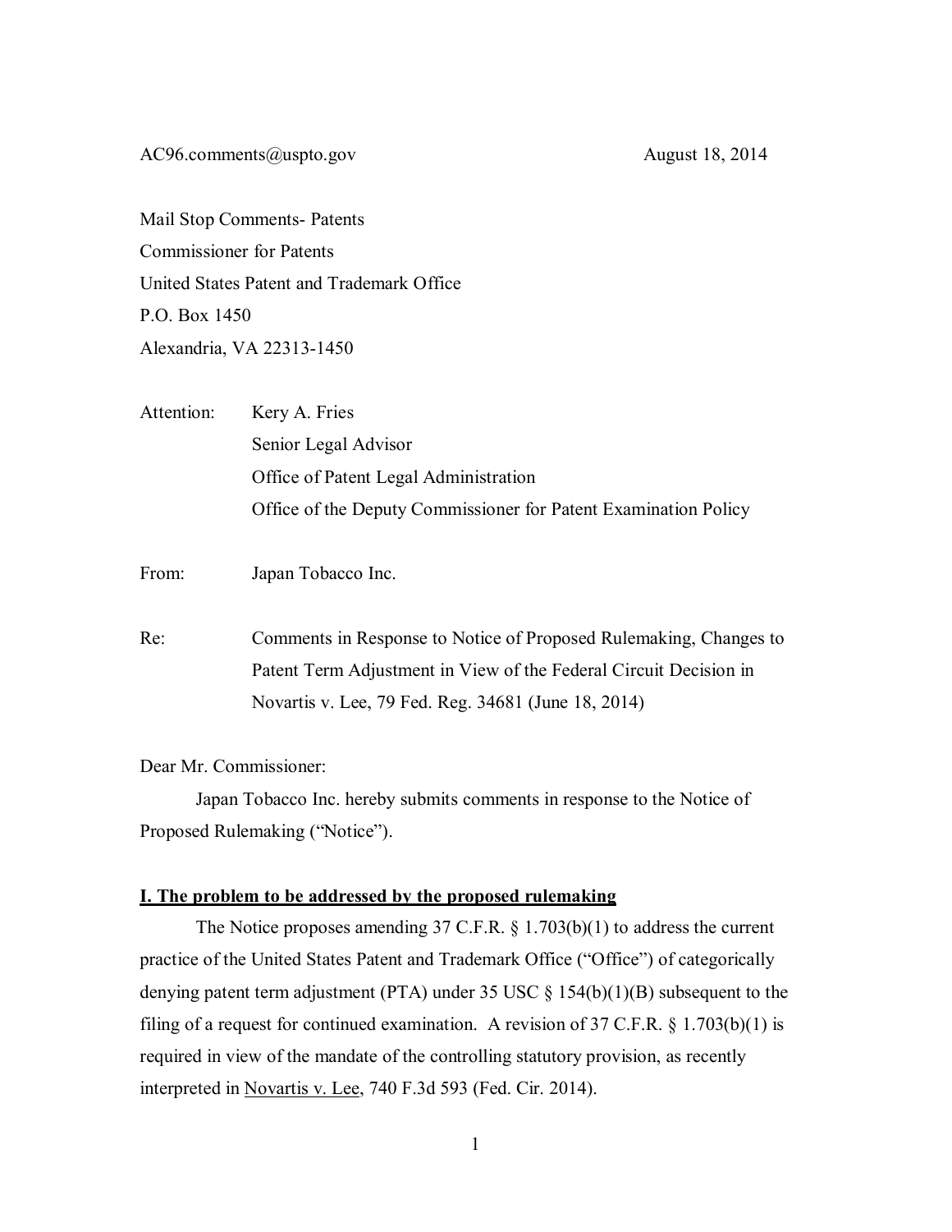AC96.comments@uspto.gov August 18, 2014

Mail Stop Comments- Patents
Commissioner for Patents
United States Patent and Trademark Office
P.O. Box 1450
Alexandria, VA 22313-1450

Attention: Kery A. Fries
Senior Legal Advisor
Office of Patent Legal Administration
Office of the Deputy Commissioner for Patent Examination Policy

From: Japan Tobacco Inc.

Re: Comments in Response to Notice of Proposed Rulemaking, Changes to Patent Term Adjustment in View of the Federal Circuit Decision in Novartis v. Lee, 79 Fed. Reg. 34681 (June 18, 2014)

Dear Mr. Commissioner:

Japan Tobacco Inc. hereby submits comments in response to the Notice of Proposed Rulemaking ("Notice").

## I. The problem to be addressed by the proposed rulemaking

The Notice proposes amending 37 C.F.R. § 1.703(b)(1) to address the current practice of the United States Patent and Trademark Office ("Office") of categorically denying patent term adjustment (PTA) under 35 USC § 154(b)(1)(B) subsequent to the filing of a request for continued examination. A revision of 37 C.F.R. § 1.703(b)(1) is required in view of the mandate of the controlling statutory provision, as recently interpreted in Novartis v. Lee, 740 F.3d 593 (Fed. Cir. 2014).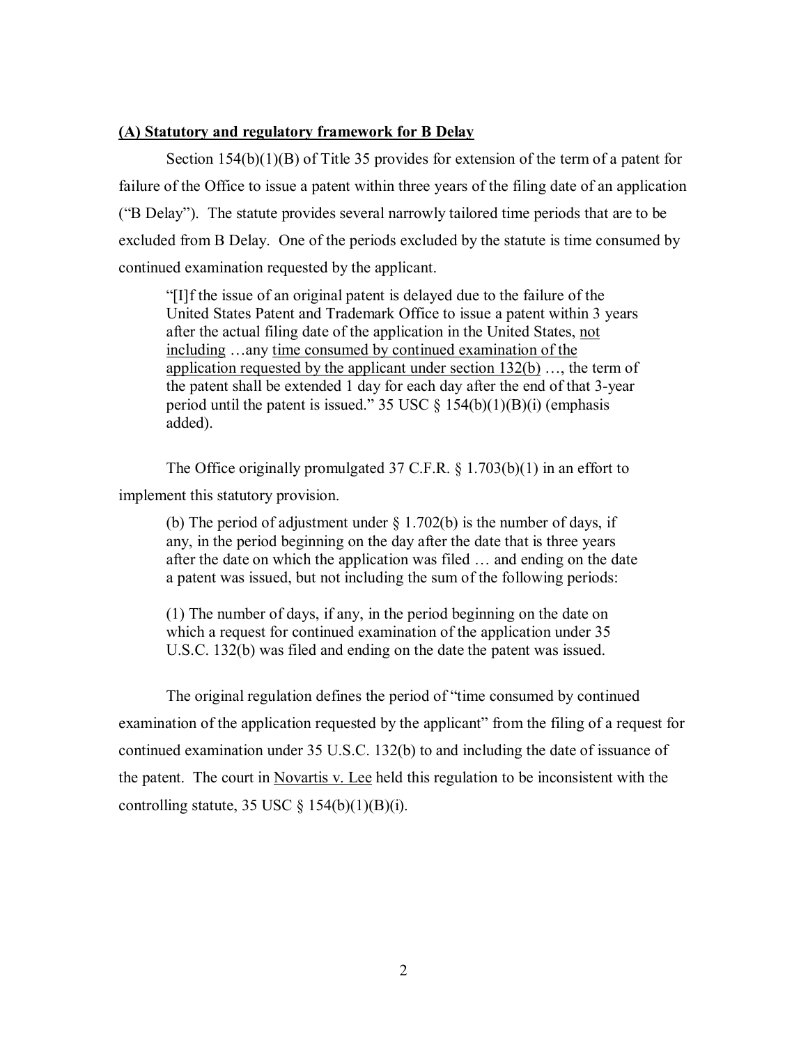**(A) Statutory and regulatory framework for B Delay**

Section 154(b)(1)(B) of Title 35 provides for extension of the term of a patent for failure of the Office to issue a patent within three years of the filing date of an application ("B Delay"). The statute provides several narrowly tailored time periods that are to be excluded from B Delay. One of the periods excluded by the statute is time consumed by continued examination requested by the applicant.

> "[I]f the issue of an original patent is delayed due to the failure of the United States Patent and Trademark Office to issue a patent within 3 years after the actual filing date of the application in the United States, <u>not including</u> …any <u>time consumed by continued examination of the application requested by the applicant under section 132(b)</u> …, the term of the patent shall be extended 1 day for each day after the end of that 3-year period until the patent is issued." 35 USC § 154(b)(1)(B)(i) (emphasis added).

The Office originally promulgated 37 C.F.R. § 1.703(b)(1) in an effort to implement this statutory provision.

> (b) The period of adjustment under § 1.702(b) is the number of days, if any, in the period beginning on the day after the date that is three years after the date on which the application was filed … and ending on the date a patent was issued, but not including the sum of the following periods:
>
> (1) The number of days, if any, in the period beginning on the date on which a request for continued examination of the application under 35 U.S.C. 132(b) was filed and ending on the date the patent was issued.

The original regulation defines the period of "time consumed by continued examination of the application requested by the applicant" from the filing of a request for continued examination under 35 U.S.C. 132(b) to and including the date of issuance of the patent. The court in <u>Novartis v. Lee</u> held this regulation to be inconsistent with the controlling statute, 35 USC § 154(b)(1)(B)(i).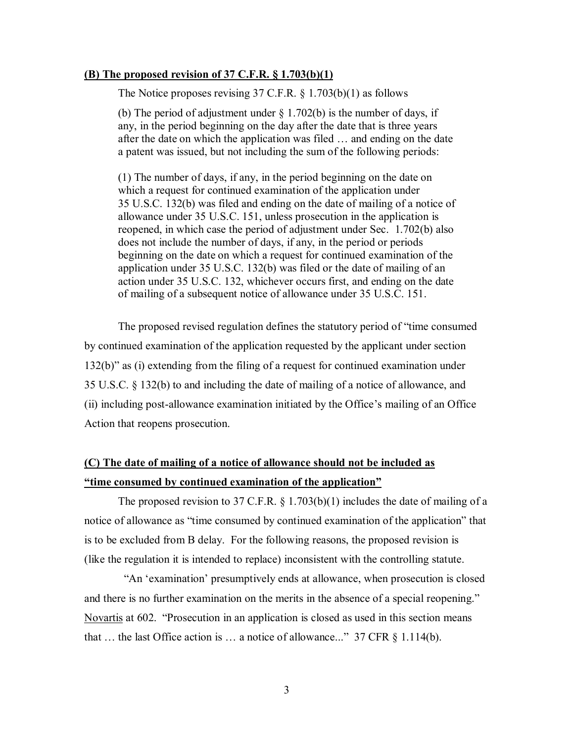**(B) The proposed revision of 37 C.F.R. § 1.703(b)(1)**

The Notice proposes revising 37 C.F.R. § 1.703(b)(1) as follows

> (b) The period of adjustment under § 1.702(b) is the number of days, if any, in the period beginning on the day after the date that is three years after the date on which the application was filed … and ending on the date a patent was issued, but not including the sum of the following periods:
>
> (1) The number of days, if any, in the period beginning on the date on which a request for continued examination of the application under 35 U.S.C. 132(b) was filed and ending on the date of mailing of a notice of allowance under 35 U.S.C. 151, unless prosecution in the application is reopened, in which case the period of adjustment under Sec. 1.702(b) also does not include the number of days, if any, in the period or periods beginning on the date on which a request for continued examination of the application under 35 U.S.C. 132(b) was filed or the date of mailing of an action under 35 U.S.C. 132, whichever occurs first, and ending on the date of mailing of a subsequent notice of allowance under 35 U.S.C. 151.

The proposed revised regulation defines the statutory period of "time consumed by continued examination of the application requested by the applicant under section 132(b)" as (i) extending from the filing of a request for continued examination under 35 U.S.C. § 132(b) to and including the date of mailing of a notice of allowance, and (ii) including post-allowance examination initiated by the Office's mailing of an Office Action that reopens prosecution.

**(C) The date of mailing of a notice of allowance should not be included as "time consumed by continued examination of the application"**

The proposed revision to 37 C.F.R. § 1.703(b)(1) includes the date of mailing of a notice of allowance as "time consumed by continued examination of the application" that is to be excluded from B delay. For the following reasons, the proposed revision is (like the regulation it is intended to replace) inconsistent with the controlling statute.

"An 'examination' presumptively ends at allowance, when prosecution is closed and there is no further examination on the merits in the absence of a special reopening." Novartis at 602. "Prosecution in an application is closed as used in this section means that … the last Office action is … a notice of allowance..." 37 CFR § 1.114(b).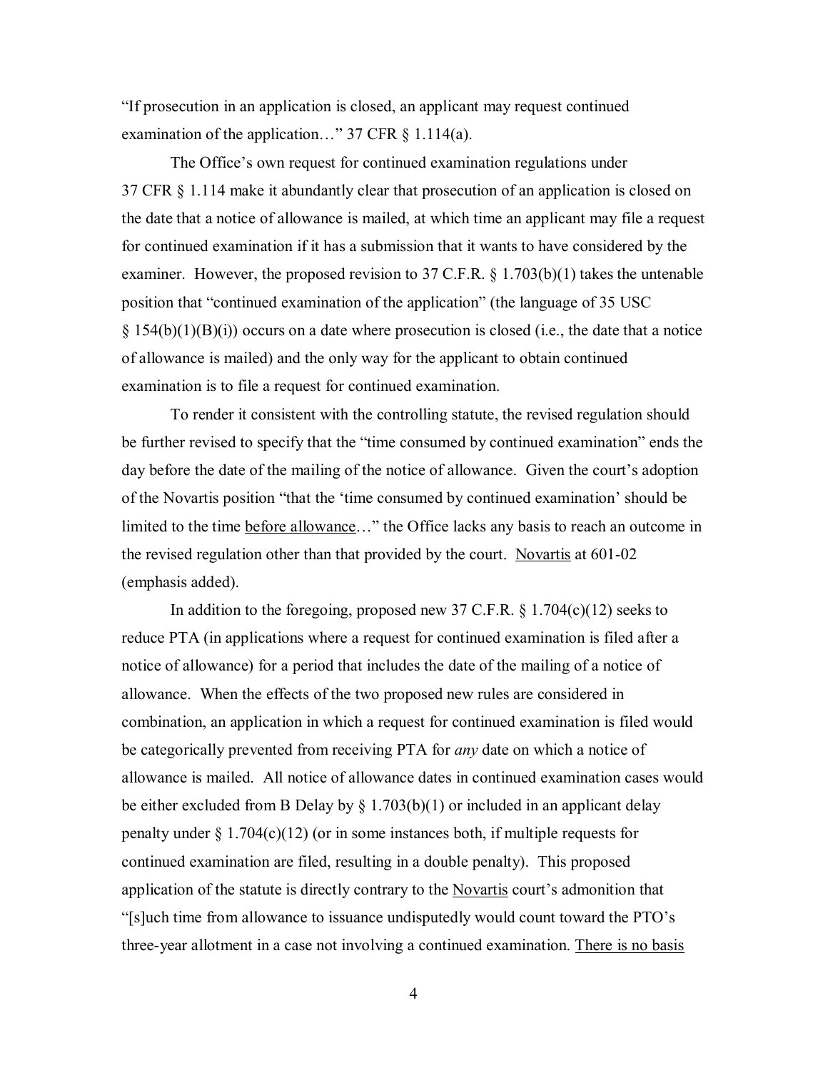"If prosecution in an application is closed, an applicant may request continued examination of the application…" 37 CFR § 1.114(a).

The Office's own request for continued examination regulations under 37 CFR § 1.114 make it abundantly clear that prosecution of an application is closed on the date that a notice of allowance is mailed, at which time an applicant may file a request for continued examination if it has a submission that it wants to have considered by the examiner. However, the proposed revision to 37 C.F.R. § 1.703(b)(1) takes the untenable position that "continued examination of the application" (the language of 35 USC § 154(b)(1)(B)(i)) occurs on a date where prosecution is closed (i.e., the date that a notice of allowance is mailed) and the only way for the applicant to obtain continued examination is to file a request for continued examination.

To render it consistent with the controlling statute, the revised regulation should be further revised to specify that the "time consumed by continued examination" ends the day before the date of the mailing of the notice of allowance. Given the court's adoption of the Novartis position "that the 'time consumed by continued examination' should be limited to the time <u>before allowance</u>…" the Office lacks any basis to reach an outcome in the revised regulation other than that provided by the court. <u>Novartis</u> at 601-02 (emphasis added).

In addition to the foregoing, proposed new 37 C.F.R. § 1.704(c)(12) seeks to reduce PTA (in applications where a request for continued examination is filed after a notice of allowance) for a period that includes the date of the mailing of a notice of allowance. When the effects of the two proposed new rules are considered in combination, an application in which a request for continued examination is filed would be categorically prevented from receiving PTA for *any* date on which a notice of allowance is mailed. All notice of allowance dates in continued examination cases would be either excluded from B Delay by § 1.703(b)(1) or included in an applicant delay penalty under § 1.704(c)(12) (or in some instances both, if multiple requests for continued examination are filed, resulting in a double penalty). This proposed application of the statute is directly contrary to the <u>Novartis</u> court's admonition that "[s]uch time from allowance to issuance undisputedly would count toward the PTO's three-year allotment in a case not involving a continued examination. <u>There is no basis</u>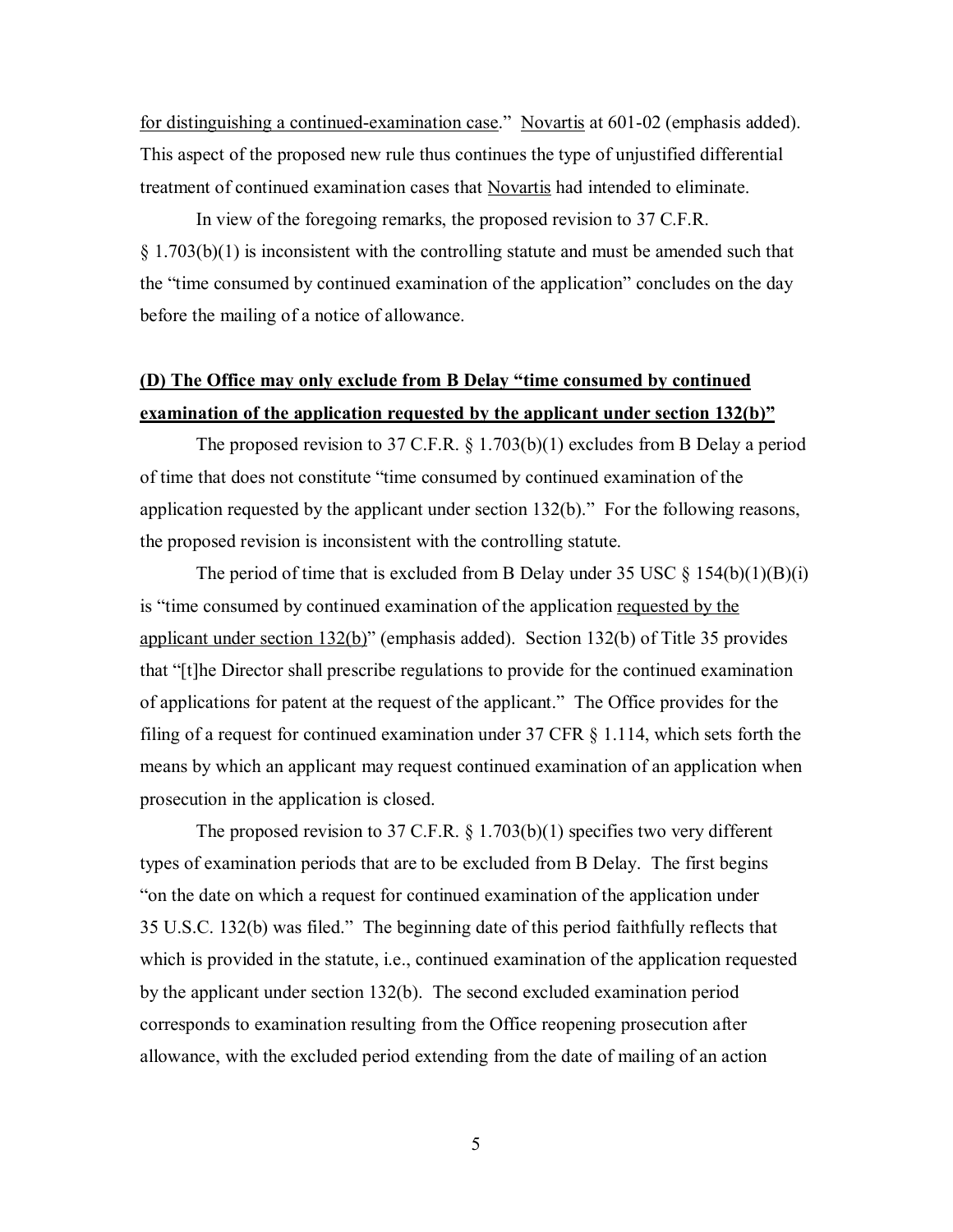for distinguishing a continued-examination case." Novartis at 601-02 (emphasis added). This aspect of the proposed new rule thus continues the type of unjustified differential treatment of continued examination cases that Novartis had intended to eliminate.

In view of the foregoing remarks, the proposed revision to 37 C.F.R. § 1.703(b)(1) is inconsistent with the controlling statute and must be amended such that the "time consumed by continued examination of the application" concludes on the day before the mailing of a notice of allowance.

## (D) The Office may only exclude from B Delay "time consumed by continued examination of the application requested by the applicant under section 132(b)"

The proposed revision to 37 C.F.R. § 1.703(b)(1) excludes from B Delay a period of time that does not constitute "time consumed by continued examination of the application requested by the applicant under section 132(b)." For the following reasons, the proposed revision is inconsistent with the controlling statute.

The period of time that is excluded from B Delay under 35 USC § 154(b)(1)(B)(i) is "time consumed by continued examination of the application requested by the applicant under section 132(b)" (emphasis added). Section 132(b) of Title 35 provides that "[t]he Director shall prescribe regulations to provide for the continued examination of applications for patent at the request of the applicant." The Office provides for the filing of a request for continued examination under 37 CFR § 1.114, which sets forth the means by which an applicant may request continued examination of an application when prosecution in the application is closed.

The proposed revision to 37 C.F.R. § 1.703(b)(1) specifies two very different types of examination periods that are to be excluded from B Delay. The first begins "on the date on which a request for continued examination of the application under 35 U.S.C. 132(b) was filed." The beginning date of this period faithfully reflects that which is provided in the statute, i.e., continued examination of the application requested by the applicant under section 132(b). The second excluded examination period corresponds to examination resulting from the Office reopening prosecution after allowance, with the excluded period extending from the date of mailing of an action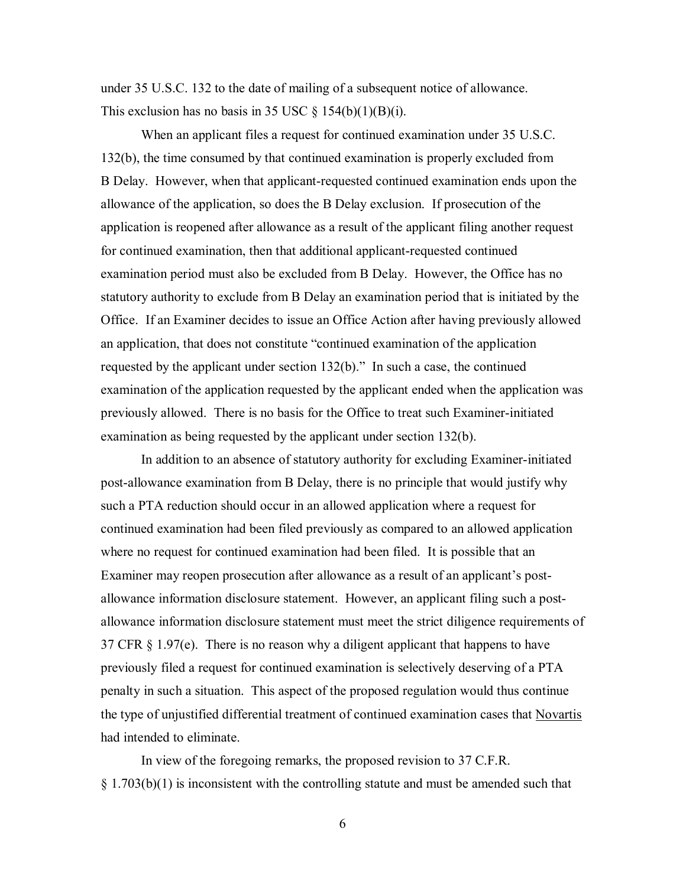under 35 U.S.C. 132 to the date of mailing of a subsequent notice of allowance. This exclusion has no basis in 35 USC § 154(b)(1)(B)(i).

When an applicant files a request for continued examination under 35 U.S.C. 132(b), the time consumed by that continued examination is properly excluded from B Delay. However, when that applicant-requested continued examination ends upon the allowance of the application, so does the B Delay exclusion. If prosecution of the application is reopened after allowance as a result of the applicant filing another request for continued examination, then that additional applicant-requested continued examination period must also be excluded from B Delay. However, the Office has no statutory authority to exclude from B Delay an examination period that is initiated by the Office. If an Examiner decides to issue an Office Action after having previously allowed an application, that does not constitute "continued examination of the application requested by the applicant under section 132(b)." In such a case, the continued examination of the application requested by the applicant ended when the application was previously allowed. There is no basis for the Office to treat such Examiner-initiated examination as being requested by the applicant under section 132(b).

In addition to an absence of statutory authority for excluding Examiner-initiated post-allowance examination from B Delay, there is no principle that would justify why such a PTA reduction should occur in an allowed application where a request for continued examination had been filed previously as compared to an allowed application where no request for continued examination had been filed. It is possible that an Examiner may reopen prosecution after allowance as a result of an applicant's post-allowance information disclosure statement. However, an applicant filing such a post-allowance information disclosure statement must meet the strict diligence requirements of 37 CFR § 1.97(e). There is no reason why a diligent applicant that happens to have previously filed a request for continued examination is selectively deserving of a PTA penalty in such a situation. This aspect of the proposed regulation would thus continue the type of unjustified differential treatment of continued examination cases that Novartis had intended to eliminate.

In view of the foregoing remarks, the proposed revision to 37 C.F.R. § 1.703(b)(1) is inconsistent with the controlling statute and must be amended such that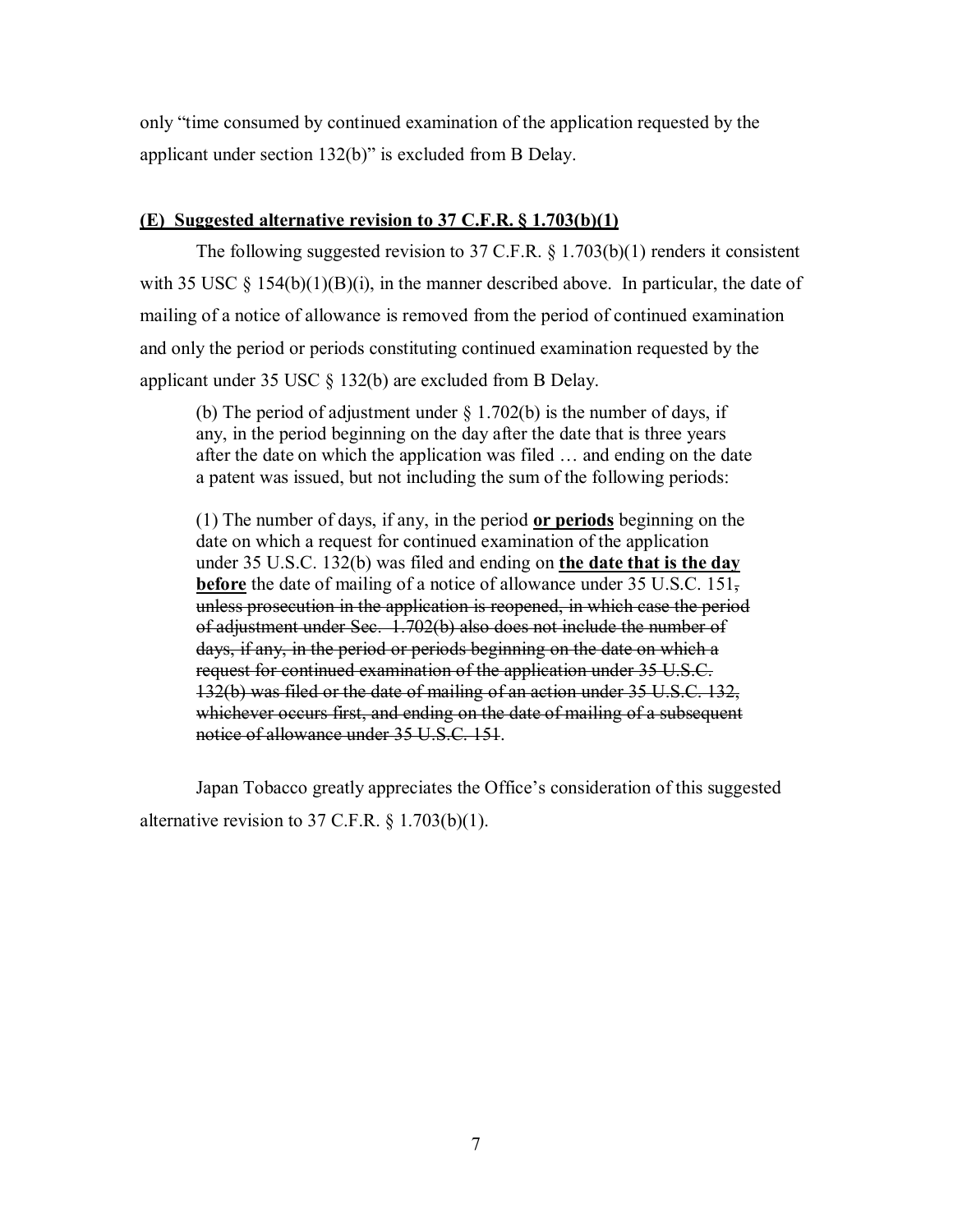only "time consumed by continued examination of the application requested by the applicant under section 132(b)" is excluded from B Delay.

**(E) Suggested alternative revision to 37 C.F.R. § 1.703(b)(1)**

The following suggested revision to 37 C.F.R. § 1.703(b)(1) renders it consistent with 35 USC § 154(b)(1)(B)(i), in the manner described above. In particular, the date of mailing of a notice of allowance is removed from the period of continued examination and only the period or periods constituting continued examination requested by the applicant under 35 USC § 132(b) are excluded from B Delay.

> (b) The period of adjustment under § 1.702(b) is the number of days, if any, in the period beginning on the day after the date that is three years after the date on which the application was filed … and ending on the date a patent was issued, but not including the sum of the following periods:
>
> (1) The number of days, if any, in the period **<u>or periods</u>** beginning on the date on which a request for continued examination of the application under 35 U.S.C. 132(b) was filed and ending on **<u>the date that is the day before</u>** the date of mailing of a notice of allowance under 35 U.S.C. 151~~, unless prosecution in the application is reopened, in which case the period of adjustment under Sec. 1.702(b) also does not include the number of days, if any, in the period or periods beginning on the date on which a request for continued examination of the application under 35 U.S.C. 132(b) was filed or the date of mailing of an action under 35 U.S.C. 132, whichever occurs first, and ending on the date of mailing of a subsequent notice of allowance under 35 U.S.C. 151~~.

Japan Tobacco greatly appreciates the Office's consideration of this suggested alternative revision to 37 C.F.R. § 1.703(b)(1).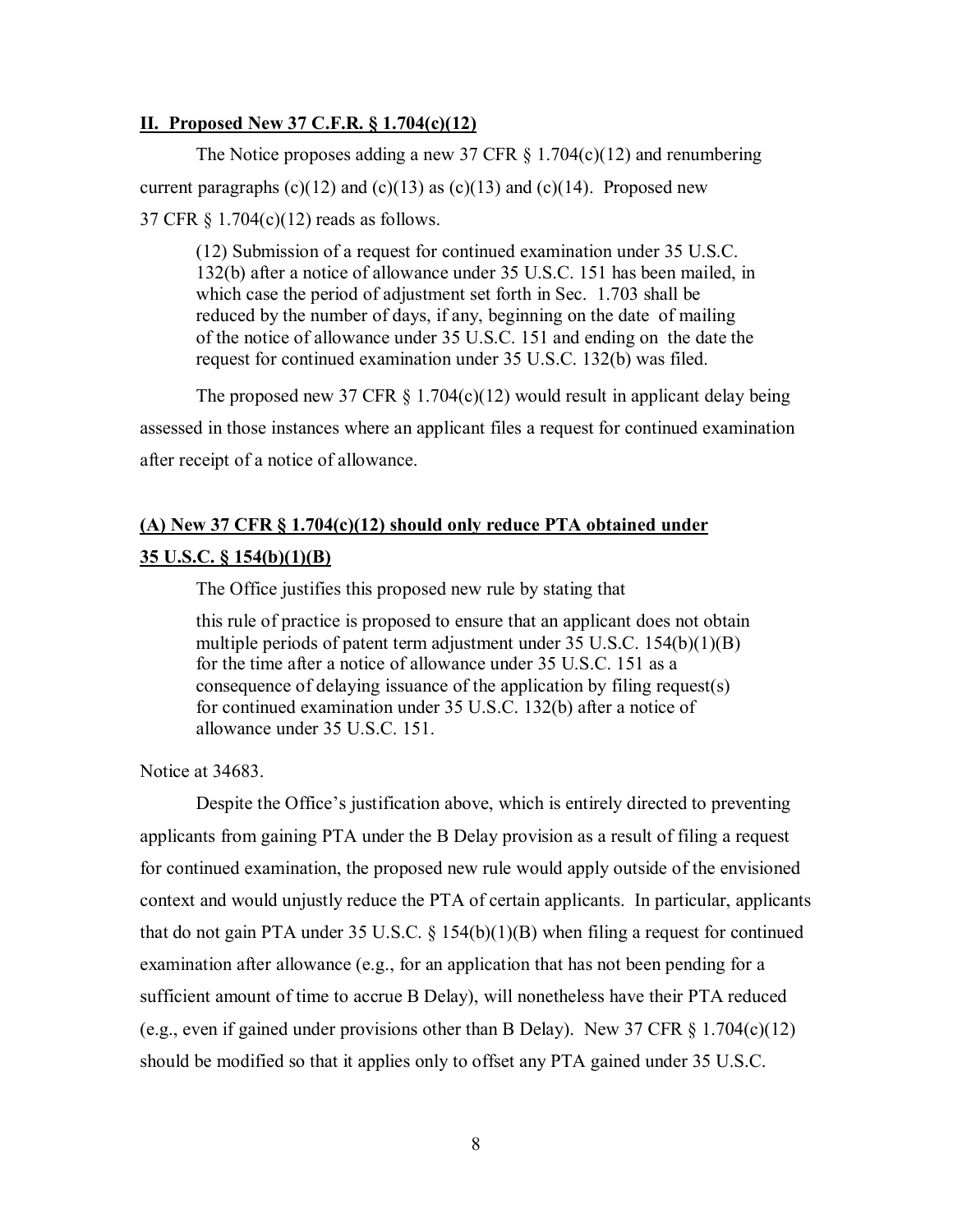## **II. Proposed New 37 C.F.R. § 1.704(c)(12)**

The Notice proposes adding a new 37 CFR § 1.704(c)(12) and renumbering current paragraphs (c)(12) and (c)(13) as (c)(13) and (c)(14). Proposed new 37 CFR § 1.704(c)(12) reads as follows.

> (12) Submission of a request for continued examination under 35 U.S.C. 132(b) after a notice of allowance under 35 U.S.C. 151 has been mailed, in which case the period of adjustment set forth in Sec. 1.703 shall be reduced by the number of days, if any, beginning on the date of mailing of the notice of allowance under 35 U.S.C. 151 and ending on the date the request for continued examination under 35 U.S.C. 132(b) was filed.

The proposed new 37 CFR § 1.704(c)(12) would result in applicant delay being assessed in those instances where an applicant files a request for continued examination after receipt of a notice of allowance.

### **(A) New 37 CFR § 1.704(c)(12) should only reduce PTA obtained under 35 U.S.C. § 154(b)(1)(B)**

The Office justifies this proposed new rule by stating that

> this rule of practice is proposed to ensure that an applicant does not obtain multiple periods of patent term adjustment under 35 U.S.C. 154(b)(1)(B) for the time after a notice of allowance under 35 U.S.C. 151 as a consequence of delaying issuance of the application by filing request(s) for continued examination under 35 U.S.C. 132(b) after a notice of allowance under 35 U.S.C. 151.

Notice at 34683.

Despite the Office's justification above, which is entirely directed to preventing applicants from gaining PTA under the B Delay provision as a result of filing a request for continued examination, the proposed new rule would apply outside of the envisioned context and would unjustly reduce the PTA of certain applicants. In particular, applicants that do not gain PTA under 35 U.S.C. § 154(b)(1)(B) when filing a request for continued examination after allowance (e.g., for an application that has not been pending for a sufficient amount of time to accrue B Delay), will nonetheless have their PTA reduced (e.g., even if gained under provisions other than B Delay). New 37 CFR § 1.704(c)(12) should be modified so that it applies only to offset any PTA gained under 35 U.S.C.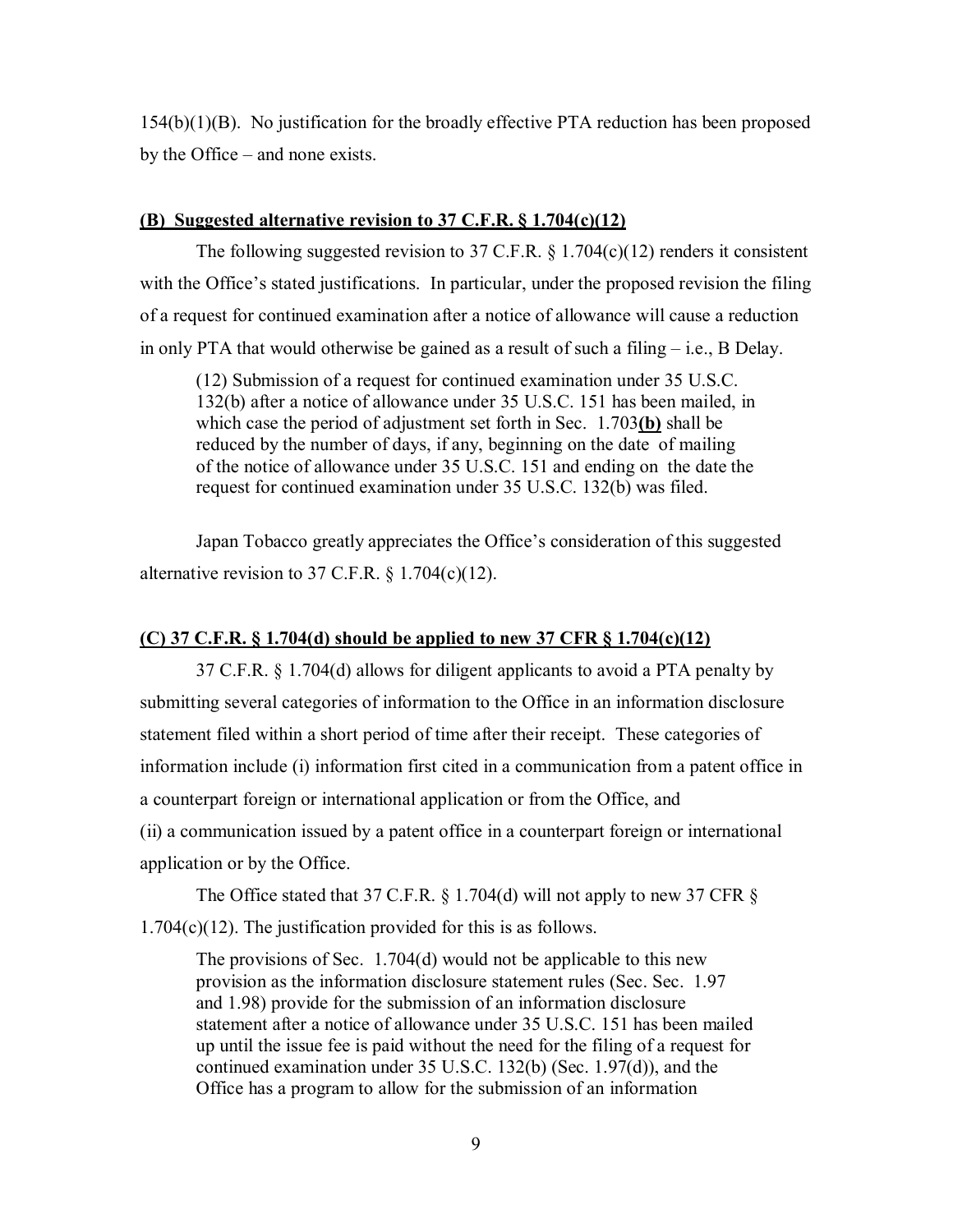154(b)(1)(B). No justification for the broadly effective PTA reduction has been proposed by the Office – and none exists.

**(B) Suggested alternative revision to 37 C.F.R. § 1.704(c)(12)**

The following suggested revision to 37 C.F.R. § 1.704(c)(12) renders it consistent with the Office's stated justifications. In particular, under the proposed revision the filing of a request for continued examination after a notice of allowance will cause a reduction in only PTA that would otherwise be gained as a result of such a filing – i.e., B Delay.

> (12) Submission of a request for continued examination under 35 U.S.C. 132(b) after a notice of allowance under 35 U.S.C. 151 has been mailed, in which case the period of adjustment set forth in Sec. 1.703**(b)** shall be reduced by the number of days, if any, beginning on the date of mailing of the notice of allowance under 35 U.S.C. 151 and ending on the date the request for continued examination under 35 U.S.C. 132(b) was filed.

Japan Tobacco greatly appreciates the Office's consideration of this suggested alternative revision to 37 C.F.R. § 1.704(c)(12).

**(C) 37 C.F.R. § 1.704(d) should be applied to new 37 CFR § 1.704(c)(12)**

37 C.F.R. § 1.704(d) allows for diligent applicants to avoid a PTA penalty by submitting several categories of information to the Office in an information disclosure statement filed within a short period of time after their receipt. These categories of information include (i) information first cited in a communication from a patent office in a counterpart foreign or international application or from the Office, and (ii) a communication issued by a patent office in a counterpart foreign or international application or by the Office.

The Office stated that 37 C.F.R. § 1.704(d) will not apply to new 37 CFR § 1.704(c)(12). The justification provided for this is as follows.

> The provisions of Sec. 1.704(d) would not be applicable to this new provision as the information disclosure statement rules (Sec. Sec. 1.97 and 1.98) provide for the submission of an information disclosure statement after a notice of allowance under 35 U.S.C. 151 has been mailed up until the issue fee is paid without the need for the filing of a request for continued examination under 35 U.S.C. 132(b) (Sec. 1.97(d)), and the Office has a program to allow for the submission of an information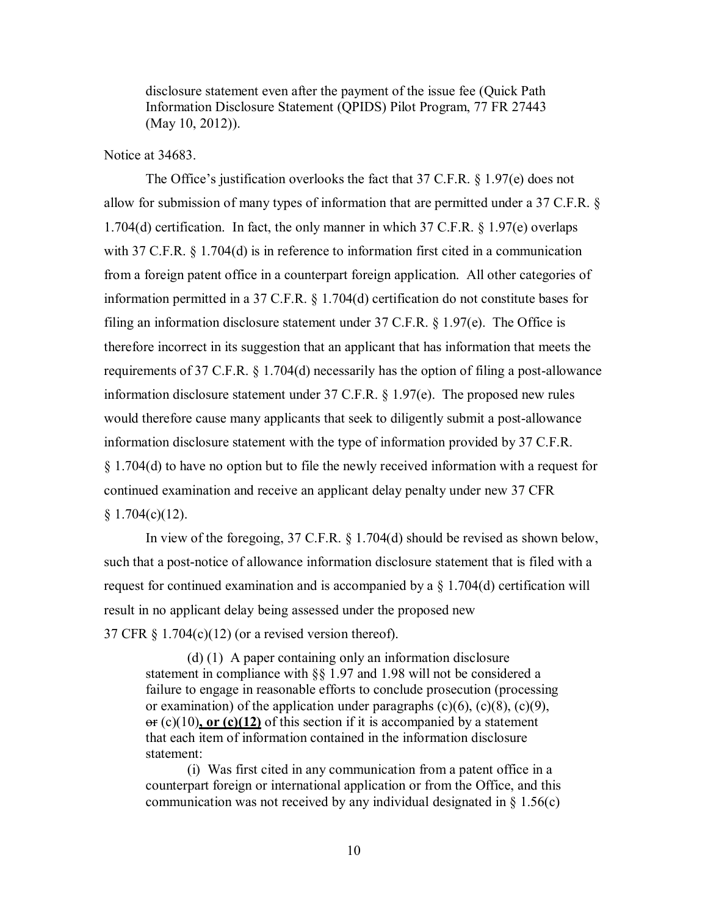> disclosure statement even after the payment of the issue fee (Quick Path Information Disclosure Statement (QPIDS) Pilot Program, 77 FR 27443 (May 10, 2012)).

Notice at 34683.

The Office's justification overlooks the fact that 37 C.F.R. § 1.97(e) does not allow for submission of many types of information that are permitted under a 37 C.F.R. § 1.704(d) certification. In fact, the only manner in which 37 C.F.R. § 1.97(e) overlaps with 37 C.F.R. § 1.704(d) is in reference to information first cited in a communication from a foreign patent office in a counterpart foreign application. All other categories of information permitted in a 37 C.F.R. § 1.704(d) certification do not constitute bases for filing an information disclosure statement under 37 C.F.R. § 1.97(e). The Office is therefore incorrect in its suggestion that an applicant that has information that meets the requirements of 37 C.F.R. § 1.704(d) necessarily has the option of filing a post-allowance information disclosure statement under 37 C.F.R. § 1.97(e). The proposed new rules would therefore cause many applicants that seek to diligently submit a post-allowance information disclosure statement with the type of information provided by 37 C.F.R. § 1.704(d) to have no option but to file the newly received information with a request for continued examination and receive an applicant delay penalty under new 37 CFR § 1.704(c)(12).

In view of the foregoing, 37 C.F.R. § 1.704(d) should be revised as shown below, such that a post-notice of allowance information disclosure statement that is filed with a request for continued examination and is accompanied by a § 1.704(d) certification will result in no applicant delay being assessed under the proposed new 37 CFR § 1.704(c)(12) (or a revised version thereof).

> (d) (1) A paper containing only an information disclosure statement in compliance with §§ 1.97 and 1.98 will not be considered a failure to engage in reasonable efforts to conclude prosecution (processing or examination) of the application under paragraphs (c)(6), (c)(8), (c)(9), ~~or~~ (c)(10)**, or (c)(12)** of this section if it is accompanied by a statement that each item of information contained in the information disclosure statement:
>
> (i) Was first cited in any communication from a patent office in a counterpart foreign or international application or from the Office, and this communication was not received by any individual designated in § 1.56(c)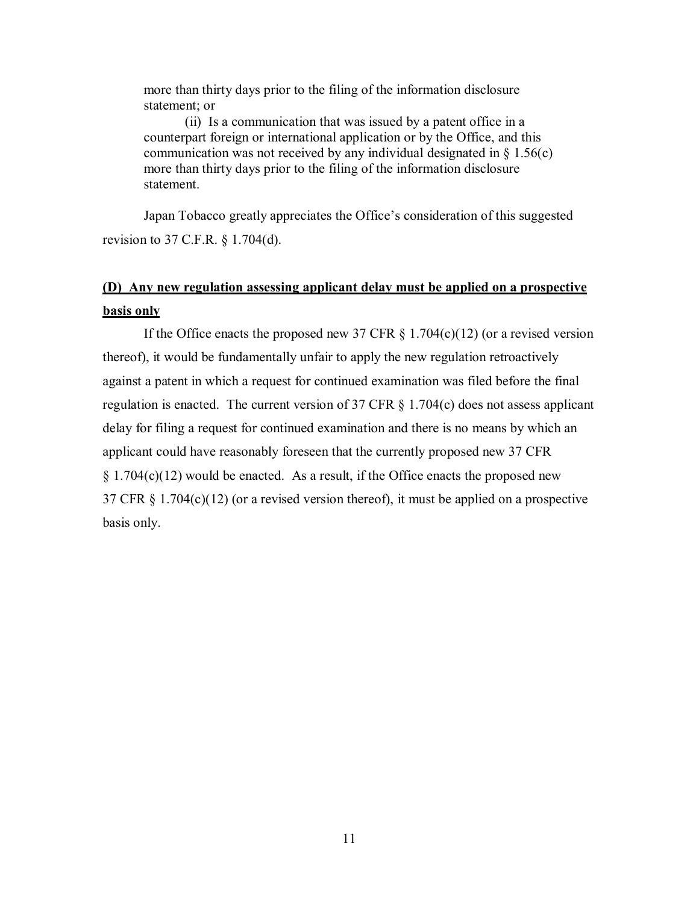more than thirty days prior to the filing of the information disclosure statement; or

(ii) Is a communication that was issued by a patent office in a counterpart foreign or international application or by the Office, and this communication was not received by any individual designated in § 1.56(c) more than thirty days prior to the filing of the information disclosure statement.

Japan Tobacco greatly appreciates the Office's consideration of this suggested revision to 37 C.F.R. § 1.704(d).

**(D) Any new regulation assessing applicant delay must be applied on a prospective basis only**

If the Office enacts the proposed new 37 CFR § 1.704(c)(12) (or a revised version thereof), it would be fundamentally unfair to apply the new regulation retroactively against a patent in which a request for continued examination was filed before the final regulation is enacted. The current version of 37 CFR § 1.704(c) does not assess applicant delay for filing a request for continued examination and there is no means by which an applicant could have reasonably foreseen that the currently proposed new 37 CFR § 1.704(c)(12) would be enacted. As a result, if the Office enacts the proposed new 37 CFR § 1.704(c)(12) (or a revised version thereof), it must be applied on a prospective basis only.